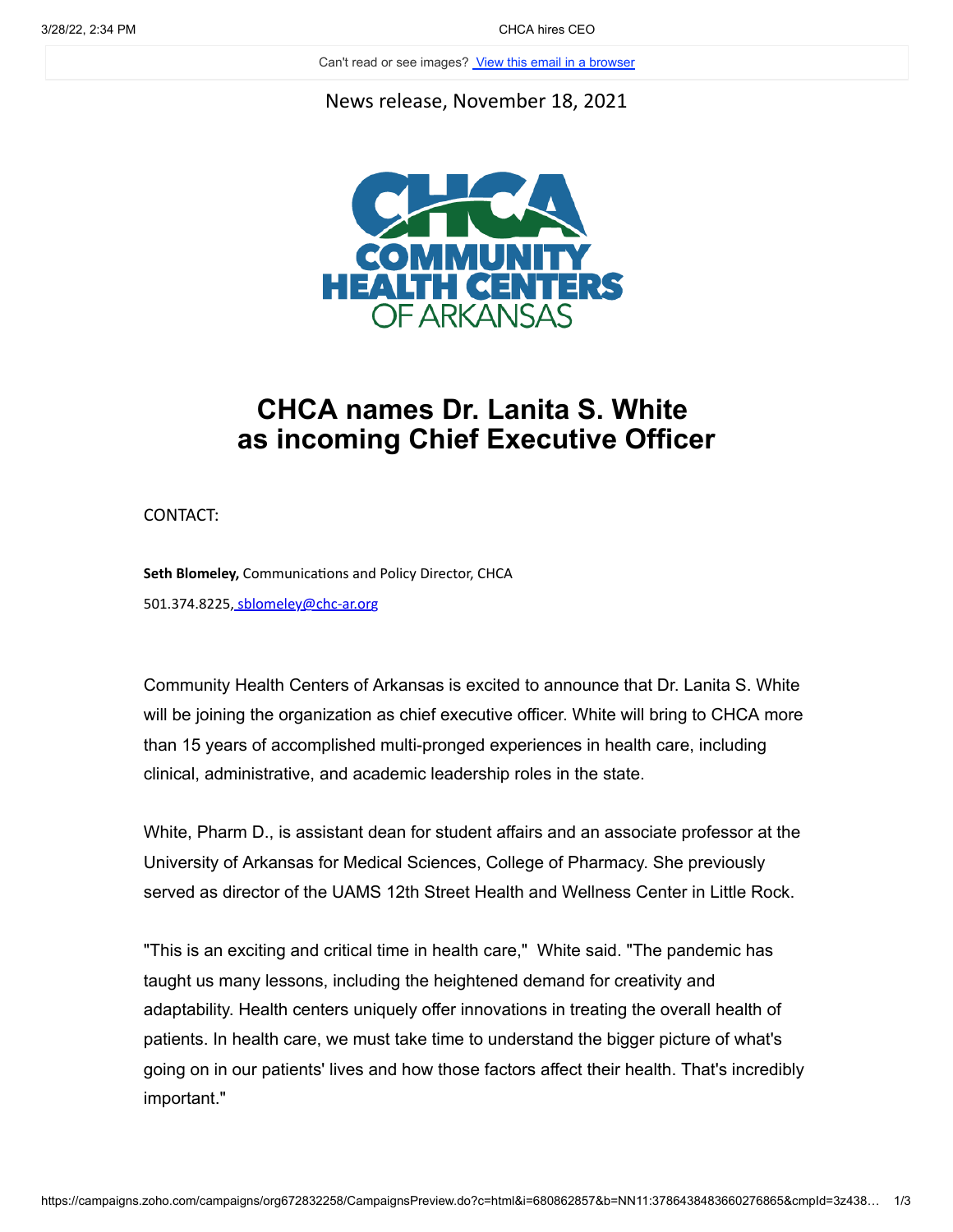Can't read or see images? [View this email in a browser](#)

News release, November 18, 2021

# CHCA names Dr. Lanita S. White as incoming Chief Executive Officer

CONTACT:

**Seth Blomeley,** Communications and Policy Director, CHCA

501.374.8225, sblomeley@chc-ar.org

Community Health Centers of Arkansas is excited to announce that Dr. Lanita S. White will be joining the organization as chief executive officer. White will bring to CHCA more than 15 years of accomplished multi-pronged experiences in health care, including clinical, administrative, and academic leadership roles in the state.

White, Pharm D., is assistant dean for student affairs and an associate professor at the University of Arkansas for Medical Sciences, College of Pharmacy. She previously served as director of the UAMS 12th Street Health and Wellness Center in Little Rock.

"This is an exciting and critical time in health care," White said. "The pandemic has taught us many lessons, including the heightened demand for creativity and adaptability. Health centers uniquely offer innovations in treating the overall health of patients. In health care, we must take time to understand the bigger picture of what's going on in our patients' lives and how those factors affect their health. That's incredibly important."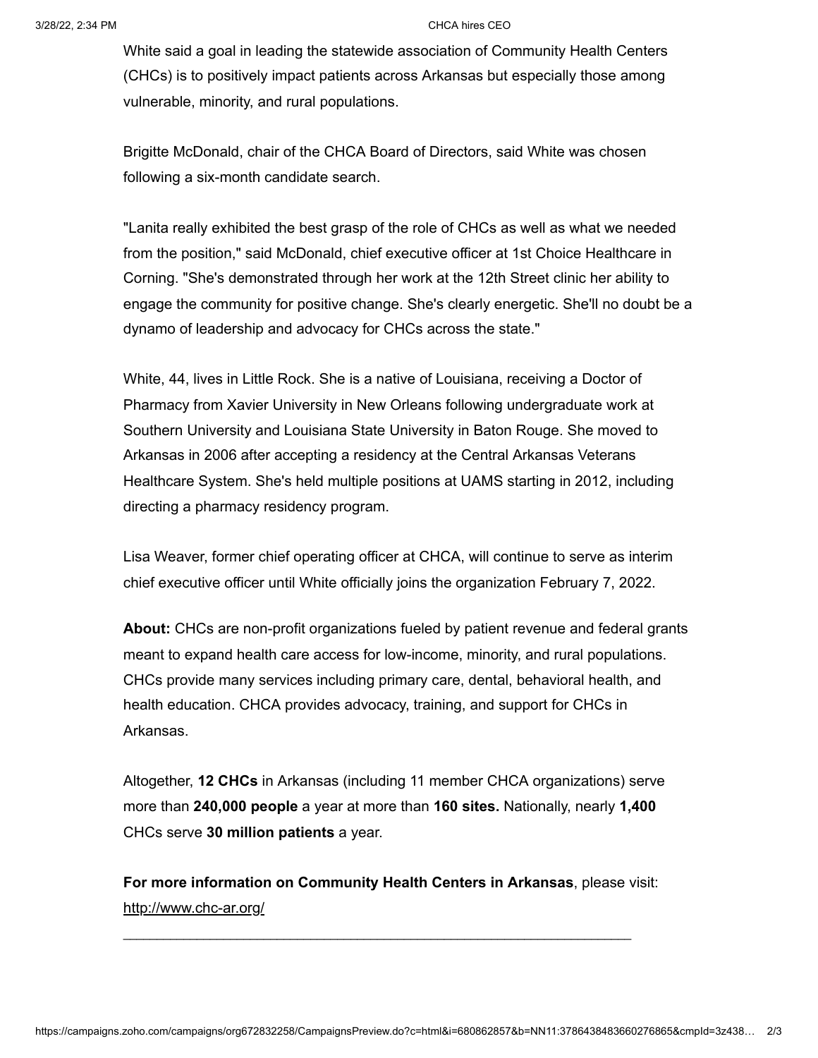White said a goal in leading the statewide association of Community Health Centers (CHCs) is to positively impact patients across Arkansas but especially those among vulnerable, minority, and rural populations.

Brigitte McDonald, chair of the CHCA Board of Directors, said White was chosen following a six-month candidate search.

"Lanita really exhibited the best grasp of the role of CHCs as well as what we needed from the position," said McDonald, chief executive officer at 1st Choice Healthcare in Corning. "She's demonstrated through her work at the 12th Street clinic her ability to engage the community for positive change. She's clearly energetic. She'll no doubt be a dynamo of leadership and advocacy for CHCs across the state."

White, 44, lives in Little Rock. She is a native of Louisiana, receiving a Doctor of Pharmacy from Xavier University in New Orleans following undergraduate work at Southern University and Louisiana State University in Baton Rouge. She moved to Arkansas in 2006 after accepting a residency at the Central Arkansas Veterans Healthcare System. She's held multiple positions at UAMS starting in 2012, including directing a pharmacy residency program.

Lisa Weaver, former chief operating officer at CHCA, will continue to serve as interim chief executive officer until White officially joins the organization February 7, 2022.

**About:** CHCs are non-profit organizations fueled by patient revenue and federal grants meant to expand health care access for low-income, minority, and rural populations. CHCs provide many services including primary care, dental, behavioral health, and health education. CHCA provides advocacy, training, and support for CHCs in Arkansas.

Altogether, **12 CHCs** in Arkansas (including 11 member CHCA organizations) serve more than **240,000 people** a year at more than **160 sites.** Nationally, nearly **1,400** CHCs serve **30 million patients** a year.

**For more information on Community Health Centers in Arkansas**, please visit: http://www.chc-ar.org/

---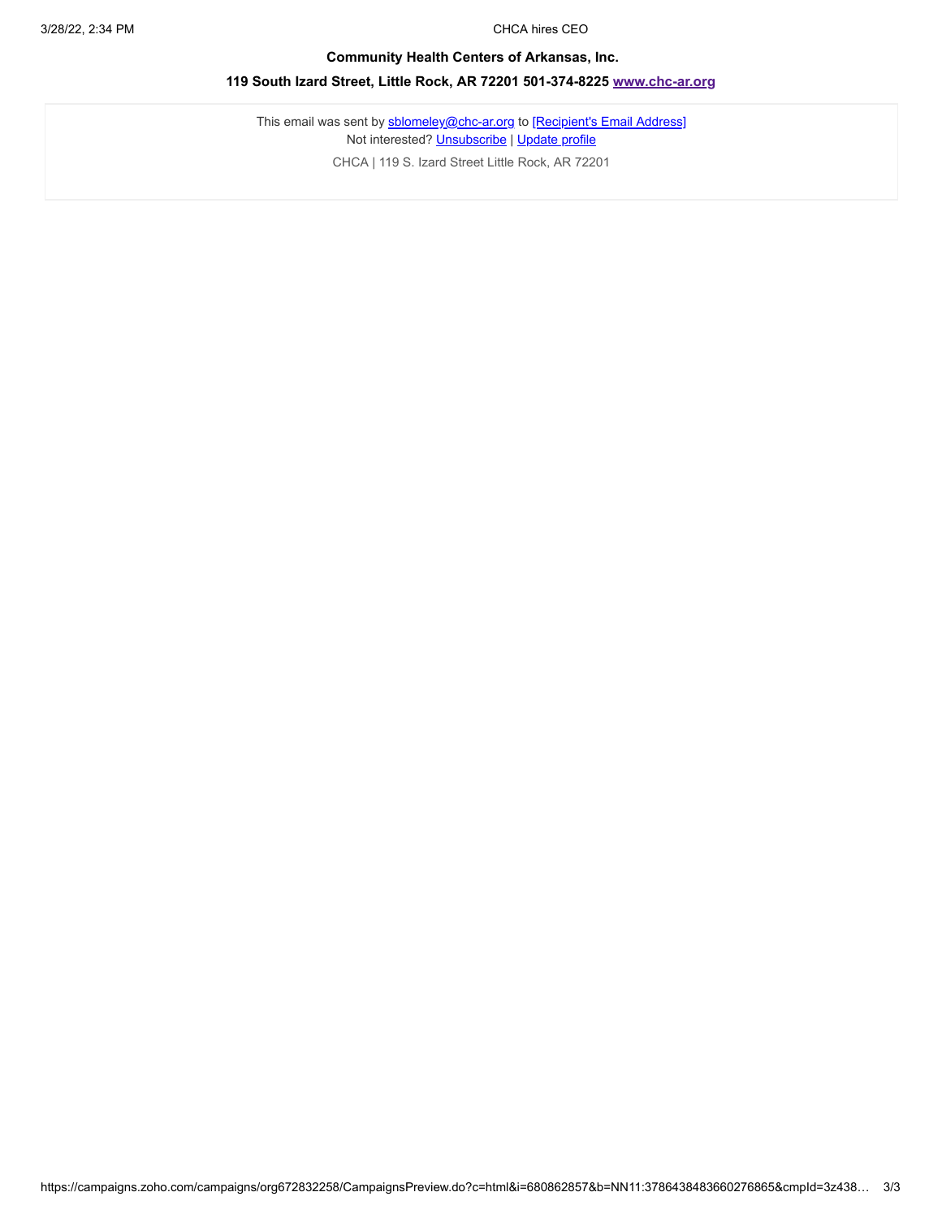**Community Health Centers of Arkansas, Inc.**

**119 South Izard Street, Little Rock, AR 72201 501-374-8225 www.chc-ar.org**

This email was sent by sblomeley@chc-ar.org to [Recipient's Email Address]
Not interested? Unsubscribe | Update profile

CHCA | 119 S. Izard Street Little Rock, AR 72201